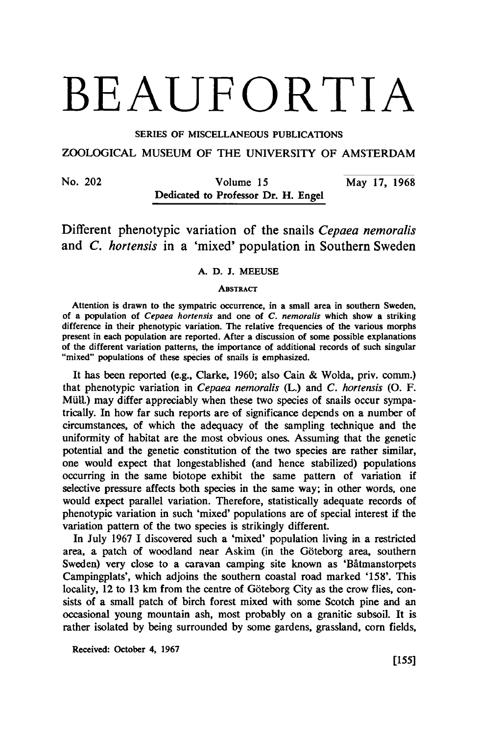# BEAUFORTIA

SERIES OF MISCELLANEOUS PUBLICATIONS

ZOOLOGICAL MUSEUM OF THE UNIVERSITY OF AMSTERDAM

No. 202 — Volume 15 — May 17, 1968

Dedicated to Professor Dr. H. Engel

## Different phenotypic variation of the snails *Cepaea nemoralis* and *C. hortensis* in a 'mixed' population in Southern Sweden

A. D. J. MEEUSE

### Abstract

Attention is drawn to the sympatric occurrence, in a small area in southern Sweden, of a population of *Cepaea hortensis* and one of *C. nemoralis* which show a striking difference in their phenotypic variation. The relative frequencies of the various morphs present in each population are reported. After a discussion of some possible explanations of the different variation patterns, the importance of additional records of such singular "mixed" populations of these species of snails is emphasized.

It has been reported (e.g., Clarke, 1960; also Cain & Wolda, priv. comm.) that phenotypic variation in *Cepaea nemoralis* (L.) and *C. hortensis* (O. F. Müll.) may differ appreciably when these two species of snails occur sympatrically. In how far such reports are of significance depends on a number of circumstances, of which the adequacy of the sampling technique and the uniformity of habitat are the most obvious ones. Assuming that the genetic potential and the genetic constitution of the two species are rather similar, one would expect that longestablished (and hence stabilized) populations occurring in the same biotope exhibit the same pattern of variation if selective pressure affects both species in the same way; in other words, one would expect parallel variation. Therefore, statistically adequate records of phenotypic variation in such 'mixed' populations are of special interest if the variation pattern of the two species is strikingly different.

In July 1967 I discovered such a 'mixed' population living in a restricted area, a patch of woodland near Askim (in the Göteborg area, southern Sweden) very close to a caravan camping site known as 'Båtmanstorpets Campingplats', which adjoins the southern coastal road marked '158'. This locality, 12 to 13 km from the centre of Göteborg City as the crow flies, consists of a small patch of birch forest mixed with some Scotch pine and an occasional young mountain ash, most probably on a granitic subsoil. It is rather isolated by being surrounded by some gardens, grassland, corn fields,

Received: October 4, 1967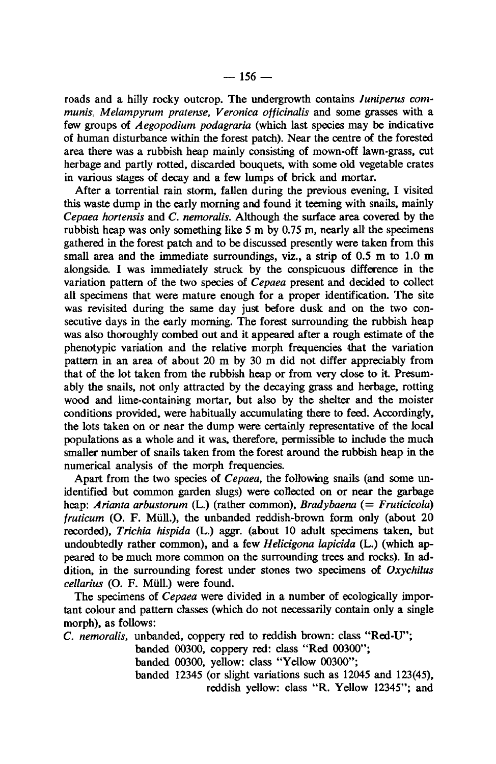roads and a hilly rocky outcrop. The undergrowth contains *Juniperus communis*, *Melampyrum pratense*, *Veronica officinalis* and some grasses with a few groups of *Aegopodium podagraria* (which last species may be indicative of human disturbance within the forest patch). Near the centre of the forested area there was a rubbish heap mainly consisting of mown-off lawn-grass, cut herbage and partly rotted, discarded bouquets, with some old vegetable crates in various stages of decay and a few lumps of brick and mortar.

After a torrential rain storm, fallen during the previous evening, I visited this waste dump in the early morning and found it teeming with snails, mainly *Cepaea hortensis* and *C. nemoralis*. Although the surface area covered by the rubbish heap was only something like 5 m by 0.75 m, nearly all the specimens gathered in the forest patch and to be discussed presently were taken from this small area and the immediate surroundings, viz., a strip of 0.5 m to 1.0 m alongside. I was immediately struck by the conspicuous difference in the variation pattern of the two species of *Cepaea* present and decided to collect all specimens that were mature enough for a proper identification. The site was revisited during the same day just before dusk and on the two consecutive days in the early morning. The forest surrounding the rubbish heap was also thoroughly combed out and it appeared after a rough estimate of the phenotypic variation and the relative morph frequencies that the variation pattern in an area of about 20 m by 30 m did not differ appreciably from that of the lot taken from the rubbish heap or from very close to it. Presumably the snails, not only attracted by the decaying grass and herbage, rotting wood and lime-containing mortar, but also by the shelter and the moister conditions provided, were habitually accumulating there to feed. Accordingly, the lots taken on or near the dump were certainly representative of the local populations as a whole and it was, therefore, permissible to include the much smaller number of snails taken from the forest around the rubbish heap in the numerical analysis of the morph frequencies.

Apart from the two species of *Cepaea*, the following snails (and some unidentified but common garden slugs) were collected on or near the garbage heap: *Arianta arbustorum* (L.) (rather common), *Bradybaena* (= *Fruticicola*) *fruticum* (O. F. Müll.), the unbanded reddish-brown form only (about 20 recorded), *Trichia hispida* (L.) aggr. (about 10 adult specimens taken, but undoubtedly rather common), and a few *Helicigona lapicida* (L.) (which appeared to be much more common on the surrounding trees and rocks). In addition, in the surrounding forest under stones two specimens of *Oxychilus cellarius* (O. F. Müll.) were found.

The specimens of *Cepaea* were divided in a number of ecologically important colour and pattern classes (which do not necessarily contain only a single morph), as follows:

*C. nemoralis*, unbanded, coppery red to reddish brown: class "Red-U";
banded 00300, coppery red: class "Red 00300";
banded 00300, yellow: class "Yellow 00300";
banded 12345 (or slight variations such as 12045 and 123(45), reddish yellow: class "R. Yellow 12345"; and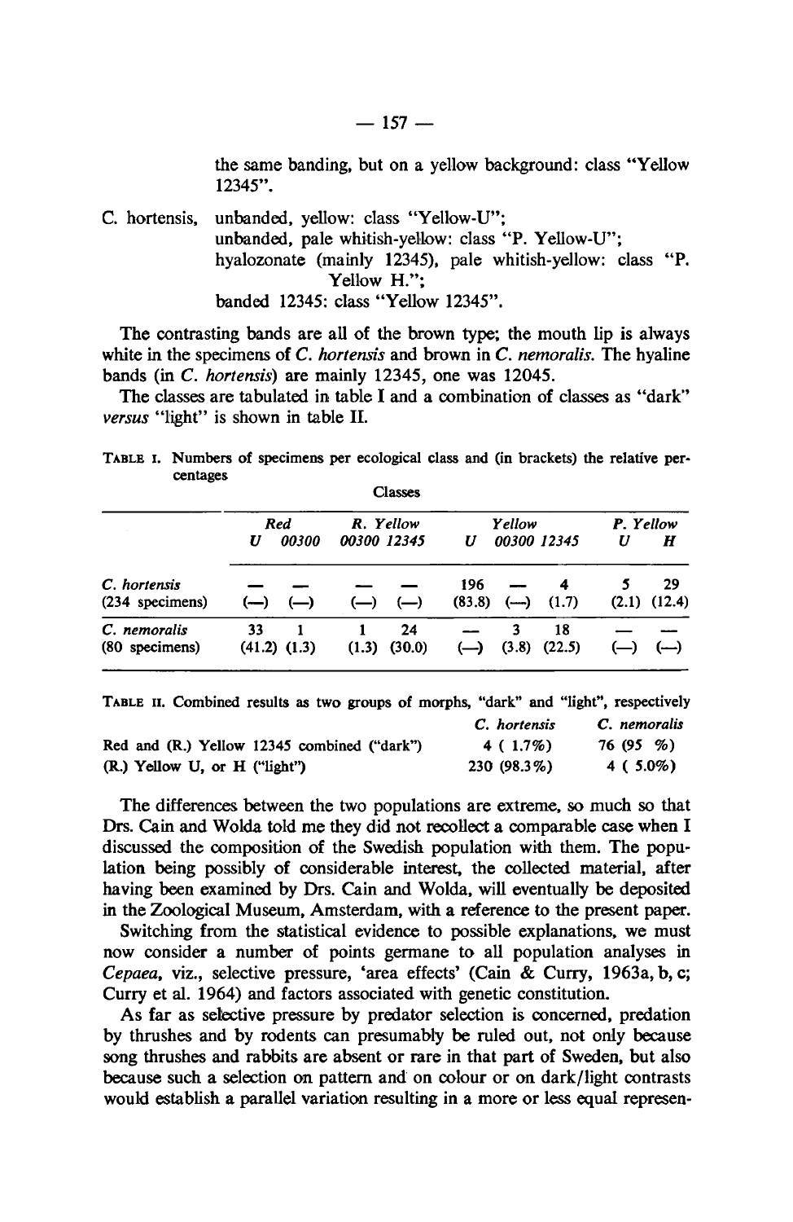the same banding, but on a yellow background: class "Yellow 12345".

C. hortensis, unbanded, yellow: class "Yellow-U";
unbanded, pale whitish-yellow: class "P. Yellow-U";
hyalozonate (mainly 12345), pale whitish-yellow: class "P. Yellow H.";
banded 12345: class "Yellow 12345".

The contrasting bands are all of the brown type; the mouth lip is always white in the specimens of *C. hortensis* and brown in *C. nemoralis*. The hyaline bands (in *C. hortensis*) are mainly 12345, one was 12045.

The classes are tabulated in table I and a combination of classes as "dark" *versus* "light" is shown in table II.

TABLE I. Numbers of specimens per ecological class and (in brackets) the relative percentages

| | Red | | R. Yellow | | Yellow | | | P. Yellow | |
|---|---|---|---|---|---|---|---|---|---|
| | U | 00300 | 00300 | 12345 | U | 00300 | 12345 | U | H |
| C. hortensis (234 specimens) | — (—) | — (—) | — (—) | — (—) | 196 (83.8) | — (—) | 4 (1.7) | 5 (2.1) | 29 (12.4) |
| C. nemoralis (80 specimens) | 33 (41.2) | 1 (1.3) | 1 (1.3) | 24 (30.0) | — (—) | 3 (3.8) | 18 (22.5) | — (—) | — (—) |

TABLE II. Combined results as two groups of morphs, "dark" and "light", respectively

| | C. hortensis | C. nemoralis |
|---|---|---|
| Red and (R.) Yellow 12345 combined ("dark") | 4 ( 1.7%) | 76 (95 %) |
| (R.) Yellow U, or H ("light") | 230 (98.3%) | 4 ( 5.0%) |

The differences between the two populations are extreme, so much so that Drs. Cain and Wolda told me they did not recollect a comparable case when I discussed the composition of the Swedish population with them. The population being possibly of considerable interest, the collected material, after having been examined by Drs. Cain and Wolda, will eventually be deposited in the Zoological Museum, Amsterdam, with a reference to the present paper.

Switching from the statistical evidence to possible explanations, we must now consider a number of points germane to all population analyses in *Cepaea*, viz., selective pressure, 'area effects' (Cain & Curry, 1963a, b, c; Curry et al. 1964) and factors associated with genetic constitution.

As far as selective pressure by predator selection is concerned, predation by thrushes and by rodents can presumably be ruled out, not only because song thrushes and rabbits are absent or rare in that part of Sweden, but also because such a selection on pattern and on colour or on dark/light contrasts would establish a parallel variation resulting in a more or less equal represen-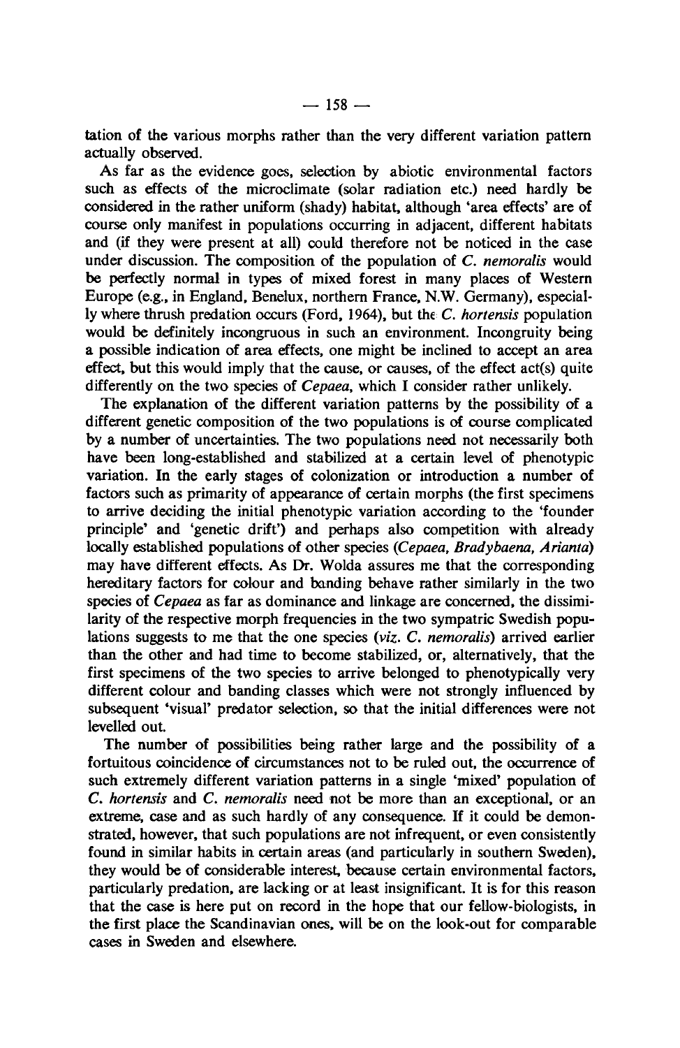tation of the various morphs rather than the very different variation pattern actually observed.

As far as the evidence goes, selection by abiotic environmental factors such as effects of the microclimate (solar radiation etc.) need hardly be considered in the rather uniform (shady) habitat, although 'area effects' are of course only manifest in populations occurring in adjacent, different habitats and (if they were present at all) could therefore not be noticed in the case under discussion. The composition of the population of *C. nemoralis* would be perfectly normal in types of mixed forest in many places of Western Europe (e.g., in England, Benelux, northern France, N.W. Germany), especially where thrush predation occurs (Ford, 1964), but the *C. hortensis* population would be definitely incongruous in such an environment. Incongruity being a possible indication of area effects, one might be inclined to accept an area effect, but this would imply that the cause, or causes, of the effect act(s) quite differently on the two species of *Cepaea*, which I consider rather unlikely.

The explanation of the different variation patterns by the possibility of a different genetic composition of the two populations is of course complicated by a number of uncertainties. The two populations need not necessarily both have been long-established and stabilized at a certain level of phenotypic variation. In the early stages of colonization or introduction a number of factors such as primarity of appearance of certain morphs (the first specimens to arrive deciding the initial phenotypic variation according to the 'founder principle' and 'genetic drift') and perhaps also competition with already locally established populations of other species (*Cepaea, Bradybaena, Arianta*) may have different effects. As Dr. Wolda assures me that the corresponding hereditary factors for colour and banding behave rather similarly in the two species of *Cepaea* as far as dominance and linkage are concerned, the dissimilarity of the respective morph frequencies in the two sympatric Swedish populations suggests to me that the one species (*viz. C. nemoralis*) arrived earlier than the other and had time to become stabilized, or, alternatively, that the first specimens of the two species to arrive belonged to phenotypically very different colour and banding classes which were not strongly influenced by subsequent 'visual' predator selection, so that the initial differences were not levelled out.

The number of possibilities being rather large and the possibility of a fortuitous coincidence of circumstances not to be ruled out, the occurrence of such extremely different variation patterns in a single 'mixed' population of *C. hortensis* and *C. nemoralis* need not be more than an exceptional, or an extreme, case and as such hardly of any consequence. If it could be demonstrated, however, that such populations are not infrequent, or even consistently found in similar habits in certain areas (and particularly in southern Sweden), they would be of considerable interest, because certain environmental factors, particularly predation, are lacking or at least insignificant. It is for this reason that the case is here put on record in the hope that our fellow-biologists, in the first place the Scandinavian ones, will be on the look-out for comparable cases in Sweden and elsewhere.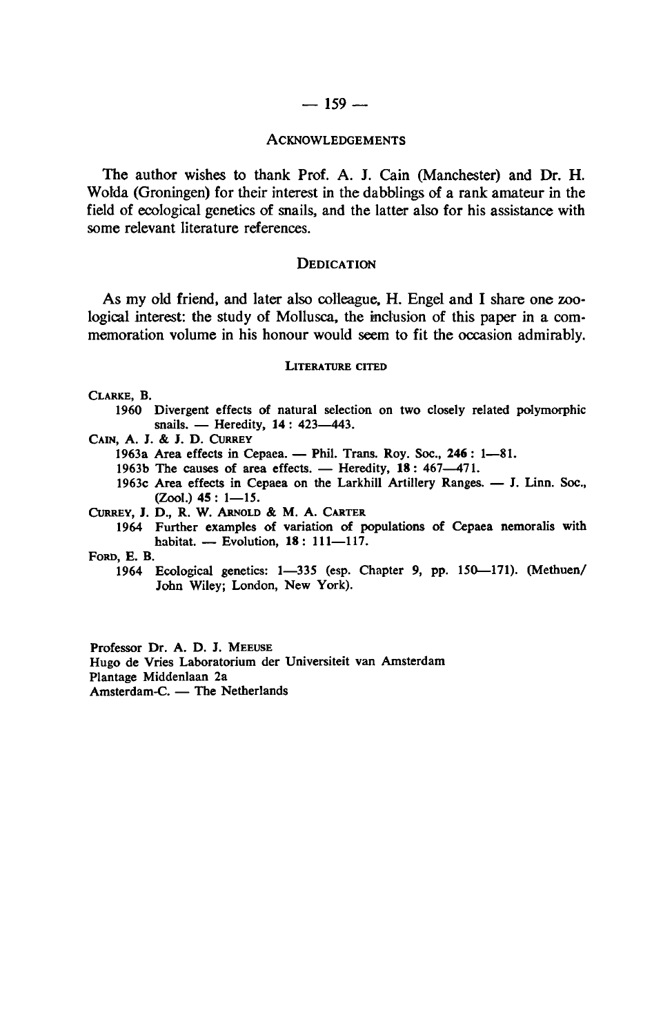## Acknowledgements

The author wishes to thank Prof. A. J. Cain (Manchester) and Dr. H. Wolda (Groningen) for their interest in the dabblings of a rank amateur in the field of ecological genetics of snails, and the latter also for his assistance with some relevant literature references.

## Dedication

As my old friend, and later also colleague, H. Engel and I share one zoological interest: the study of Mollusca, the inclusion of this paper in a commemoration volume in his honour would seem to fit the occasion admirably.

## Literature cited

Clarke, B.
- 1960 Divergent effects of natural selection on two closely related polymorphic snails. — Heredity, **14**: 423—443.

Cain, A. J. & J. D. Currey
- 1963a Area effects in Cepaea. — Phil. Trans. Roy. Soc., **246**: 1—81.
- 1963b The causes of area effects. — Heredity, **18**: 467—471.
- 1963c Area effects in Cepaea on the Larkhill Artillery Ranges. — J. Linn. Soc., (Zool.) **45**: 1—15.

Currey, J. D., R. W. Arnold & M. A. Carter
- 1964 Further examples of variation of populations of Cepaea nemoralis with habitat. — Evolution, **18**: 111—117.

Ford, E. B.
- 1964 Ecological genetics: 1—335 (esp. Chapter 9, pp. 150—171). (Methuen/John Wiley; London, New York).

Professor Dr. A. D. J. Meeuse
Hugo de Vries Laboratorium der Universiteit van Amsterdam
Plantage Middenlaan 2a
Amsterdam-C. — The Netherlands